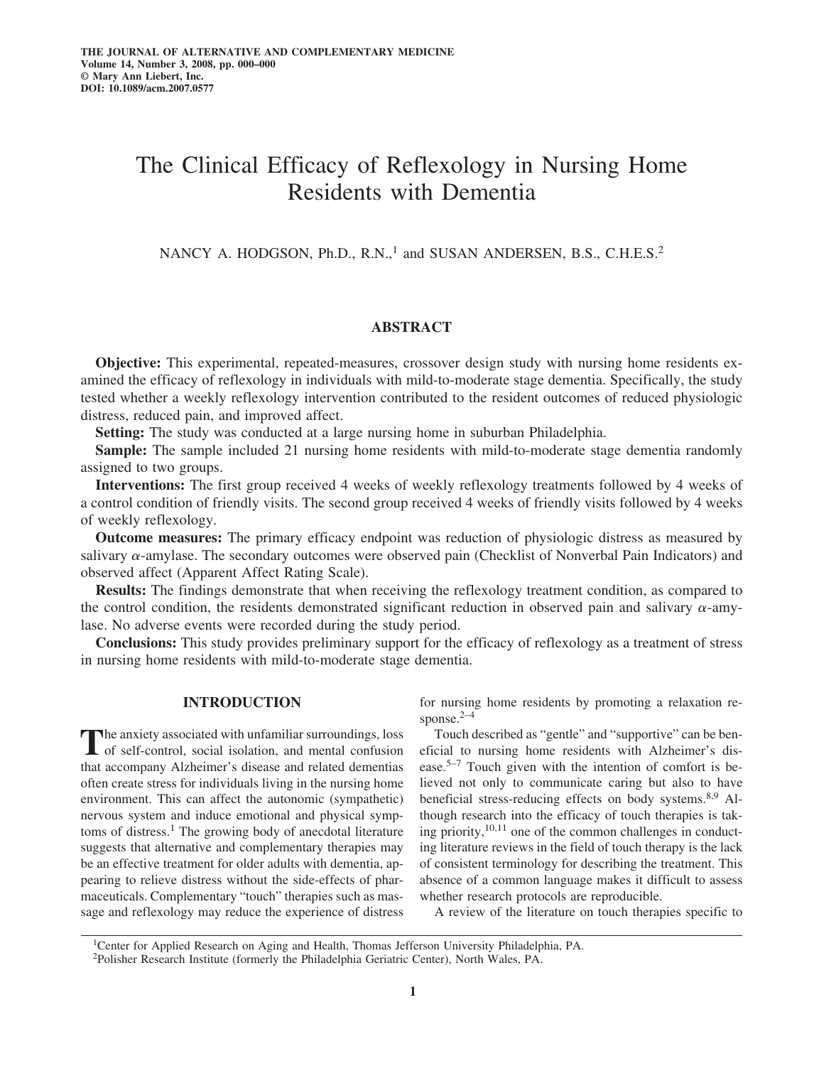# The Clinical Efficacy of Reflexology in Nursing Home Residents with Dementia

NANCY A. HODGSON, Ph.D., R.N.,[1] and SUSAN ANDERSEN, B.S., C.H.E.S.[2]

## ABSTRACT

**Objective:** This experimental, repeated-measures, crossover design study with nursing home residents examined the efficacy of reflexology in individuals with mild-to-moderate stage dementia. Specifically, the study tested whether a weekly reflexology intervention contributed to the resident outcomes of reduced physiologic distress, reduced pain, and improved affect.

**Setting:** The study was conducted at a large nursing home in suburban Philadelphia.

**Sample:** The sample included 21 nursing home residents with mild-to-moderate stage dementia randomly assigned to two groups.

**Interventions:** The first group received 4 weeks of weekly reflexology treatments followed by 4 weeks of a control condition of friendly visits. The second group received 4 weeks of friendly visits followed by 4 weeks of weekly reflexology.

**Outcome measures:** The primary efficacy endpoint was reduction of physiologic distress as measured by salivary $\alpha$-amylase. The secondary outcomes were observed pain (Checklist of Nonverbal Pain Indicators) and observed affect (Apparent Affect Rating Scale).

**Results:** The findings demonstrate that when receiving the reflexology treatment condition, as compared to the control condition, the residents demonstrated significant reduction in observed pain and salivary $\alpha$-amylase. No adverse events were recorded during the study period.

**Conclusions:** This study provides preliminary support for the efficacy of reflexology as a treatment of stress in nursing home residents with mild-to-moderate stage dementia.

## INTRODUCTION

The anxiety associated with unfamiliar surroundings, loss of self-control, social isolation, and mental confusion that accompany Alzheimer's disease and related dementias often create stress for individuals living in the nursing home environment. This can affect the autonomic (sympathetic) nervous system and induce emotional and physical symptoms of distress.[1] The growing body of anecdotal literature suggests that alternative and complementary therapies may be an effective treatment for older adults with dementia, appearing to relieve distress without the side-effects of pharmaceuticals. Complementary "touch" therapies such as massage and reflexology may reduce the experience of distress for nursing home residents by promoting a relaxation response.[2–4]

Touch described as "gentle" and "supportive" can be beneficial to nursing home residents with Alzheimer's disease.[5–7] Touch given with the intention of comfort is believed not only to communicate caring but also to have beneficial stress-reducing effects on body systems.[8,9] Although research into the efficacy of touch therapies is taking priority,[10,11] one of the common challenges in conducting literature reviews in the field of touch therapy is the lack of consistent terminology for describing the treatment. This absence of a common language makes it difficult to assess whether research protocols are reproducible.

A review of the literature on touch therapies specific to

[1]Center for Applied Research on Aging and Health, Thomas Jefferson University Philadelphia, PA.
[2]Polisher Research Institute (formerly the Philadelphia Geriatric Center), North Wales, PA.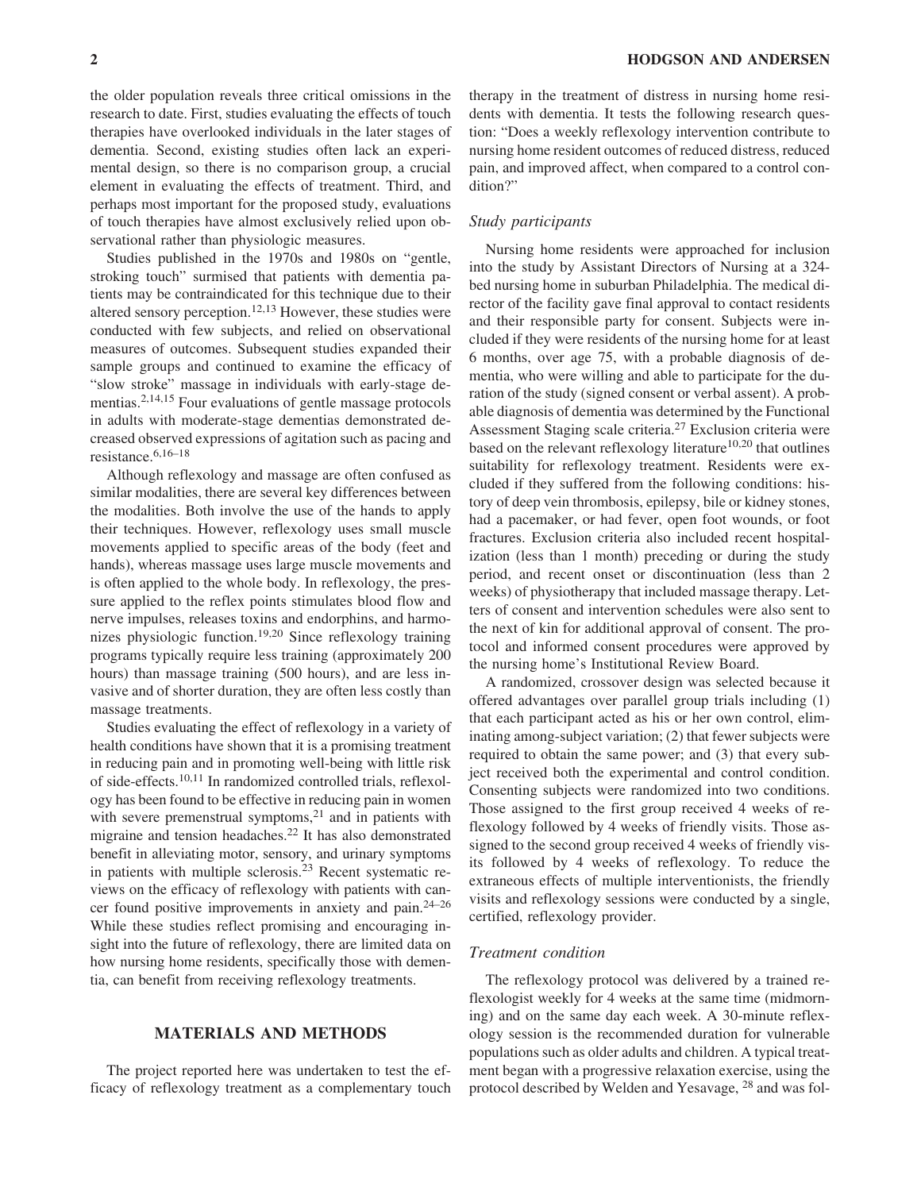the older population reveals three critical omissions in the research to date. First, studies evaluating the effects of touch therapies have overlooked individuals in the later stages of dementia. Second, existing studies often lack an experimental design, so there is no comparison group, a crucial element in evaluating the effects of treatment. Third, and perhaps most important for the proposed study, evaluations of touch therapies have almost exclusively relied upon observational rather than physiologic measures.

Studies published in the 1970s and 1980s on "gentle, stroking touch" surmised that patients with dementia patients may be contraindicated for this technique due to their altered sensory perception.[12,13] However, these studies were conducted with few subjects, and relied on observational measures of outcomes. Subsequent studies expanded their sample groups and continued to examine the efficacy of "slow stroke" massage in individuals with early-stage dementias.[2,14,15] Four evaluations of gentle massage protocols in adults with moderate-stage dementias demonstrated decreased observed expressions of agitation such as pacing and resistance.[6,16–18]

Although reflexology and massage are often confused as similar modalities, there are several key differences between the modalities. Both involve the use of the hands to apply their techniques. However, reflexology uses small muscle movements applied to specific areas of the body (feet and hands), whereas massage uses large muscle movements and is often applied to the whole body. In reflexology, the pressure applied to the reflex points stimulates blood flow and nerve impulses, releases toxins and endorphins, and harmonizes physiologic function.[19,20] Since reflexology training programs typically require less training (approximately 200 hours) than massage training (500 hours), and are less invasive and of shorter duration, they are often less costly than massage treatments.

Studies evaluating the effect of reflexology in a variety of health conditions have shown that it is a promising treatment in reducing pain and in promoting well-being with little risk of side-effects.[10,11] In randomized controlled trials, reflexology has been found to be effective in reducing pain in women with severe premenstrual symptoms,[21] and in patients with migraine and tension headaches.[22] It has also demonstrated benefit in alleviating motor, sensory, and urinary symptoms in patients with multiple sclerosis.[23] Recent systematic reviews on the efficacy of reflexology with patients with cancer found positive improvements in anxiety and pain.[24–26] While these studies reflect promising and encouraging insight into the future of reflexology, there are limited data on how nursing home residents, specifically those with dementia, can benefit from receiving reflexology treatments.

## MATERIALS AND METHODS

The project reported here was undertaken to test the efficacy of reflexology treatment as a complementary touch therapy in the treatment of distress in nursing home residents with dementia. It tests the following research question: "Does a weekly reflexology intervention contribute to nursing home resident outcomes of reduced distress, reduced pain, and improved affect, when compared to a control condition?"

### *Study participants*

Nursing home residents were approached for inclusion into the study by Assistant Directors of Nursing at a 324-bed nursing home in suburban Philadelphia. The medical director of the facility gave final approval to contact residents and their responsible party for consent. Subjects were included if they were residents of the nursing home for at least 6 months, over age 75, with a probable diagnosis of dementia, who were willing and able to participate for the duration of the study (signed consent or verbal assent). A probable diagnosis of dementia was determined by the Functional Assessment Staging scale criteria.[27] Exclusion criteria were based on the relevant reflexology literature[10,20] that outlines suitability for reflexology treatment. Residents were excluded if they suffered from the following conditions: history of deep vein thrombosis, epilepsy, bile or kidney stones, had a pacemaker, or had fever, open foot wounds, or foot fractures. Exclusion criteria also included recent hospitalization (less than 1 month) preceding or during the study period, and recent onset or discontinuation (less than 2 weeks) of physiotherapy that included massage therapy. Letters of consent and intervention schedules were also sent to the next of kin for additional approval of consent. The protocol and informed consent procedures were approved by the nursing home's Institutional Review Board.

A randomized, crossover design was selected because it offered advantages over parallel group trials including (1) that each participant acted as his or her own control, eliminating among-subject variation; (2) that fewer subjects were required to obtain the same power; and (3) that every subject received both the experimental and control condition. Consenting subjects were randomized into two conditions. Those assigned to the first group received 4 weeks of reflexology followed by 4 weeks of friendly visits. Those assigned to the second group received 4 weeks of friendly visits followed by 4 weeks of reflexology. To reduce the extraneous effects of multiple interventionists, the friendly visits and reflexology sessions were conducted by a single, certified, reflexology provider.

### *Treatment condition*

The reflexology protocol was delivered by a trained reflexologist weekly for 4 weeks at the same time (midmorning) and on the same day each week. A 30-minute reflexology session is the recommended duration for vulnerable populations such as older adults and children. A typical treatment began with a progressive relaxation exercise, using the protocol described by Welden and Yesavage, [28] and was fol-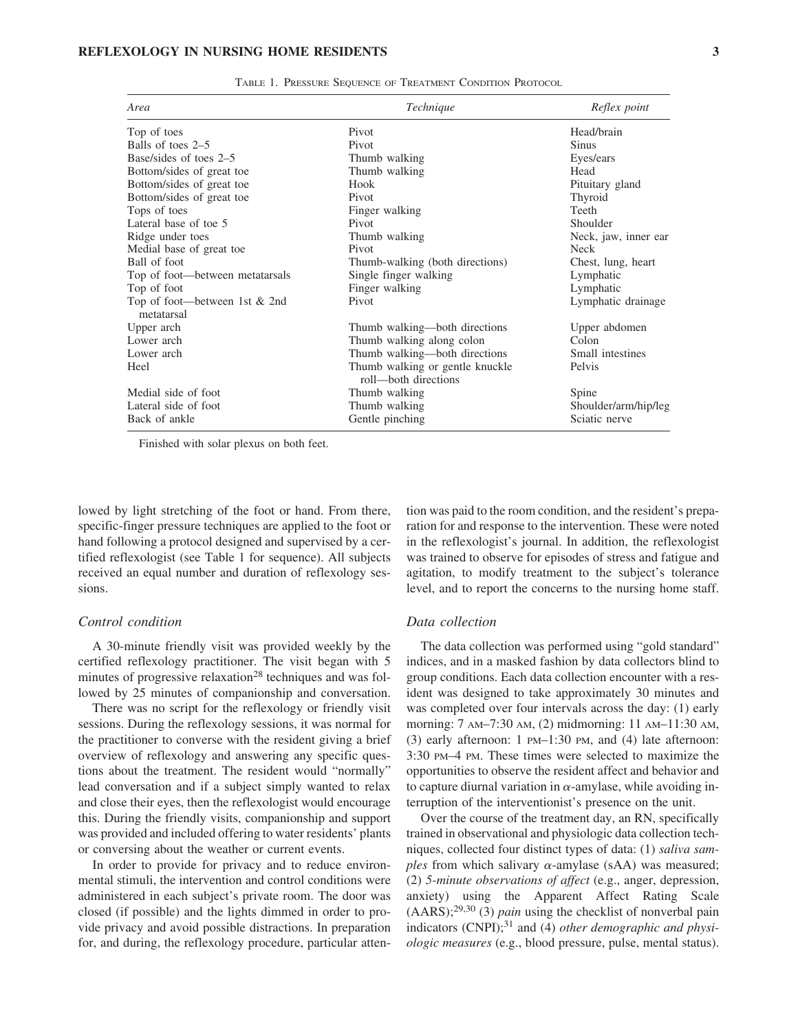TABLE 1. PRESSURE SEQUENCE OF TREATMENT CONDITION PROTOCOL

| Area | Technique | Reflex point |
|---|---|---|
| Top of toes | Pivot | Head/brain |
| Balls of toes 2–5 | Pivot | Sinus |
| Base/sides of toes 2–5 | Thumb walking | Eyes/ears |
| Bottom/sides of great toe | Thumb walking | Head |
| Bottom/sides of great toe | Hook | Pituitary gland |
| Bottom/sides of great toe | Pivot | Thyroid |
| Tops of toes | Finger walking | Teeth |
| Lateral base of toe 5 | Pivot | Shoulder |
| Ridge under toes | Thumb walking | Neck, jaw, inner ear |
| Medial base of great toe | Pivot | Neck |
| Ball of foot | Thumb-walking (both directions) | Chest, lung, heart |
| Top of foot—between metatarsals | Single finger walking | Lymphatic |
| Top of foot | Finger walking | Lymphatic |
| Top of foot—between 1st & 2nd metatarsal | Pivot | Lymphatic drainage |
| Upper arch | Thumb walking—both directions | Upper abdomen |
| Lower arch | Thumb walking along colon | Colon |
| Lower arch | Thumb walking—both directions | Small intestines |
| Heel | Thumb walking or gentle knuckle roll—both directions | Pelvis |
| Medial side of foot | Thumb walking | Spine |
| Lateral side of foot | Thumb walking | Shoulder/arm/hip/leg |
| Back of ankle | Gentle pinching | Sciatic nerve |

Finished with solar plexus on both feet.

lowed by light stretching of the foot or hand. From there, specific-finger pressure techniques are applied to the foot or hand following a protocol designed and supervised by a certified reflexologist (see Table 1 for sequence). All subjects received an equal number and duration of reflexology sessions.

### *Control condition*

A 30-minute friendly visit was provided weekly by the certified reflexology practitioner. The visit began with 5 minutes of progressive relaxation[28] techniques and was followed by 25 minutes of companionship and conversation.

There was no script for the reflexology or friendly visit sessions. During the reflexology sessions, it was normal for the practitioner to converse with the resident giving a brief overview of reflexology and answering any specific questions about the treatment. The resident would "normally" lead conversation and if a subject simply wanted to relax and close their eyes, then the reflexologist would encourage this. During the friendly visits, companionship and support was provided and included offering to water residents' plants or conversing about the weather or current events.

In order to provide for privacy and to reduce environmental stimuli, the intervention and control conditions were administered in each subject's private room. The door was closed (if possible) and the lights dimmed in order to provide privacy and avoid possible distractions. In preparation for, and during, the reflexology procedure, particular attention was paid to the room condition, and the resident's preparation for and response to the intervention. These were noted in the reflexologist's journal. In addition, the reflexologist was trained to observe for episodes of stress and fatigue and agitation, to modify treatment to the subject's tolerance level, and to report the concerns to the nursing home staff.

### *Data collection*

The data collection was performed using "gold standard" indices, and in a masked fashion by data collectors blind to group conditions. Each data collection encounter with a resident was designed to take approximately 30 minutes and was completed over four intervals across the day: (1) early morning: 7 AM–7:30 AM, (2) midmorning: 11 AM–11:30 AM, (3) early afternoon: 1 PM–1:30 PM, and (4) late afternoon: 3:30 PM–4 PM. These times were selected to maximize the opportunities to observe the resident affect and behavior and to capture diurnal variation in $\alpha$-amylase, while avoiding interruption of the interventionist's presence on the unit.

Over the course of the treatment day, an RN, specifically trained in observational and physiologic data collection techniques, collected four distinct types of data: (1) *saliva samples* from which salivary $\alpha$-amylase (sAA) was measured; (2) *5-minute observations of affect* (e.g., anger, depression, anxiety) using the Apparent Affect Rating Scale (AARS);[29,30] (3) *pain* using the checklist of nonverbal pain indicators (CNPI);[31] and (4) *other demographic and physiologic measures* (e.g., blood pressure, pulse, mental status).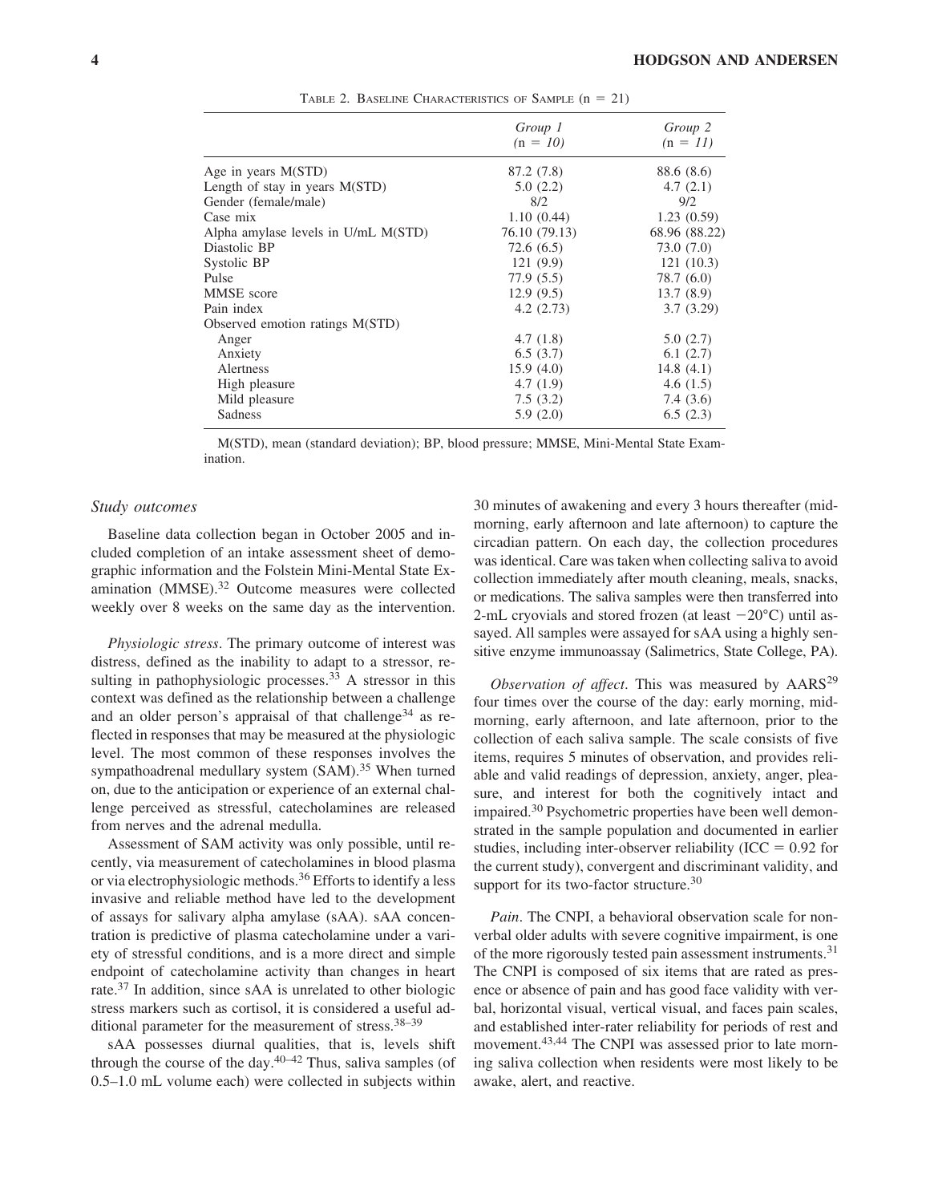Table 2. Baseline Characteristics of Sample (n = 21)

| | *Group 1* (n = *10*) | *Group 2* (n = *11*) |
|---|---|---|
| Age in years M(STD) | 87.2 (7.8) | 88.6 (8.6) |
| Length of stay in years M(STD) | 5.0 (2.2) | 4.7 (2.1) |
| Gender (female/male) | 8/2 | 9/2 |
| Case mix | 1.10 (0.44) | 1.23 (0.59) |
| Alpha amylase levels in U/mL M(STD) | 76.10 (79.13) | 68.96 (88.22) |
| Diastolic BP | 72.6 (6.5) | 73.0 (7.0) |
| Systolic BP | 121 (9.9) | 121 (10.3) |
| Pulse | 77.9 (5.5) | 78.7 (6.0) |
| MMSE score | 12.9 (9.5) | 13.7 (8.9) |
| Pain index | 4.2 (2.73) | 3.7 (3.29) |
| Observed emotion ratings M(STD) | | |
| Anger | 4.7 (1.8) | 5.0 (2.7) |
| Anxiety | 6.5 (3.7) | 6.1 (2.7) |
| Alertness | 15.9 (4.0) | 14.8 (4.1) |
| High pleasure | 4.7 (1.9) | 4.6 (1.5) |
| Mild pleasure | 7.5 (3.2) | 7.4 (3.6) |
| Sadness | 5.9 (2.0) | 6.5 (2.3) |

M(STD), mean (standard deviation); BP, blood pressure; MMSE, Mini-Mental State Examination.

### *Study outcomes*

Baseline data collection began in October 2005 and included completion of an intake assessment sheet of demographic information and the Folstein Mini-Mental State Examination (MMSE).[32] Outcome measures were collected weekly over 8 weeks on the same day as the intervention.

*Physiologic stress*. The primary outcome of interest was distress, defined as the inability to adapt to a stressor, resulting in pathophysiologic processes.[33] A stressor in this context was defined as the relationship between a challenge and an older person's appraisal of that challenge[34] as reflected in responses that may be measured at the physiologic level. The most common of these responses involves the sympathoadrenal medullary system (SAM).[35] When turned on, due to the anticipation or experience of an external challenge perceived as stressful, catecholamines are released from nerves and the adrenal medulla.

Assessment of SAM activity was only possible, until recently, via measurement of catecholamines in blood plasma or via electrophysiologic methods.[36] Efforts to identify a less invasive and reliable method have led to the development of assays for salivary alpha amylase (sAA). sAA concentration is predictive of plasma catecholamine under a variety of stressful conditions, and is a more direct and simple endpoint of catecholamine activity than changes in heart rate.[37] In addition, since sAA is unrelated to other biologic stress markers such as cortisol, it is considered a useful additional parameter for the measurement of stress.[38–39]

sAA possesses diurnal qualities, that is, levels shift through the course of the day.[40–42] Thus, saliva samples (of 0.5–1.0 mL volume each) were collected in subjects within 30 minutes of awakening and every 3 hours thereafter (mid-morning, early afternoon and late afternoon) to capture the circadian pattern. On each day, the collection procedures was identical. Care was taken when collecting saliva to avoid collection immediately after mouth cleaning, meals, snacks, or medications. The saliva samples were then transferred into 2-mL cryovials and stored frozen (at least −20°C) until assayed. All samples were assayed for sAA using a highly sensitive enzyme immunoassay (Salimetrics, State College, PA).

*Observation of affect*. This was measured by AARS[29] four times over the course of the day: early morning, mid-morning, early afternoon, and late afternoon, prior to the collection of each saliva sample. The scale consists of five items, requires 5 minutes of observation, and provides reliable and valid readings of depression, anxiety, anger, pleasure, and interest for both the cognitively intact and impaired.[30] Psychometric properties have been well demonstrated in the sample population and documented in earlier studies, including inter-observer reliability (ICC = 0.92 for the current study), convergent and discriminant validity, and support for its two-factor structure.[30]

*Pain*. The CNPI, a behavioral observation scale for non-verbal older adults with severe cognitive impairment, is one of the more rigorously tested pain assessment instruments.[31] The CNPI is composed of six items that are rated as presence or absence of pain and has good face validity with verbal, horizontal visual, vertical visual, and faces pain scales, and established inter-rater reliability for periods of rest and movement.[43,44] The CNPI was assessed prior to late morning saliva collection when residents were most likely to be awake, alert, and reactive.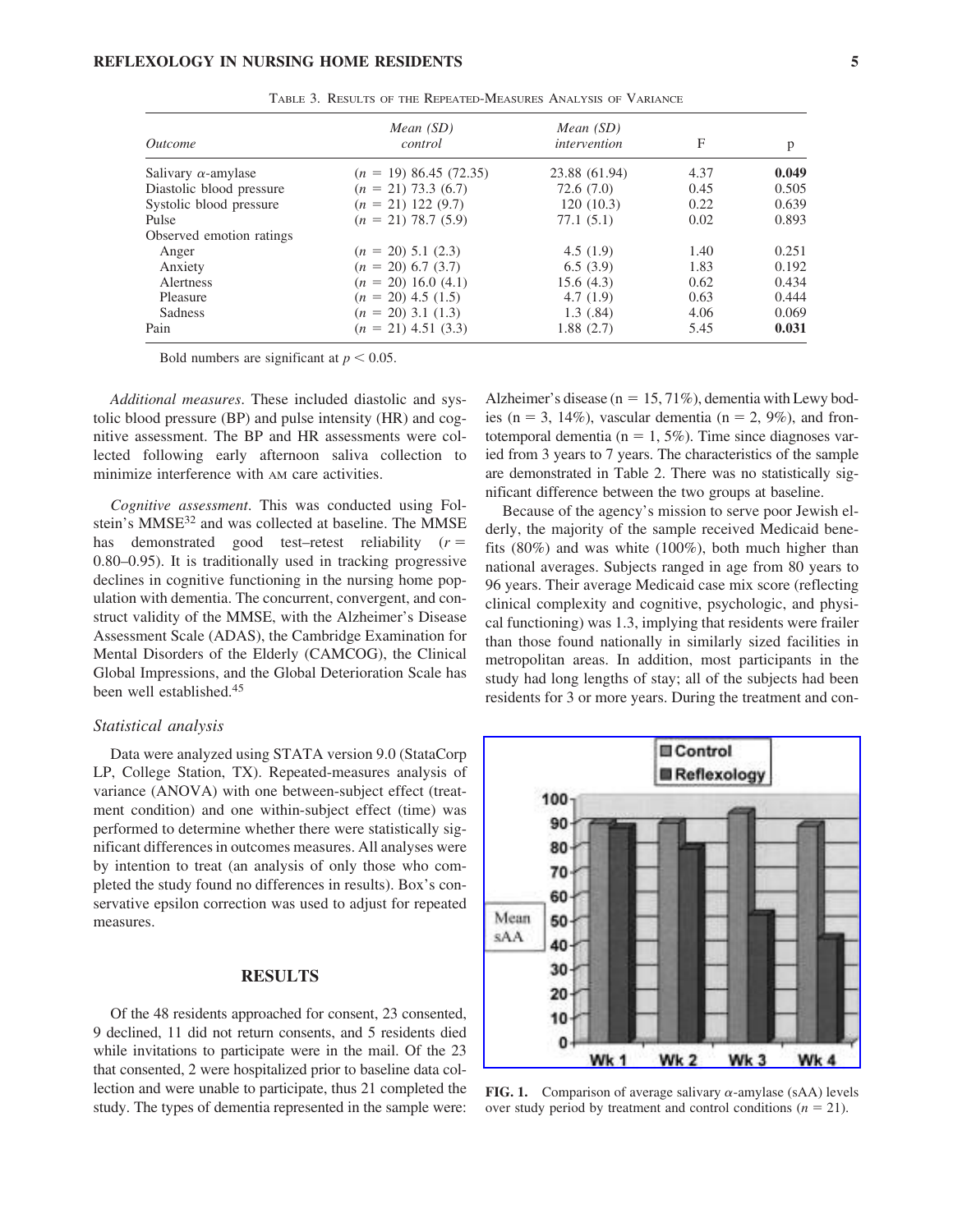Table 3. Results of the Repeated-Measures Analysis of Variance

| Outcome | Mean (SD) control | Mean (SD) intervention | F | p |
|---|---|---|---|---|
| Salivary α-amylase | ($n$ = 19) 86.45 (72.35) | 23.88 (61.94) | 4.37 | **0.049** |
| Diastolic blood pressure | ($n$ = 21) 73.3 (6.7) | 72.6 (7.0) | 0.45 | 0.505 |
| Systolic blood pressure | ($n$ = 21) 122 (9.7) | 120 (10.3) | 0.22 | 0.639 |
| Pulse | ($n$ = 21) 78.7 (5.9) | 77.1 (5.1) | 0.02 | 0.893 |
| Observed emotion ratings | | | | |
| Anger | ($n$ = 20) 5.1 (2.3) | 4.5 (1.9) | 1.40 | 0.251 |
| Anxiety | ($n$ = 20) 6.7 (3.7) | 6.5 (3.9) | 1.83 | 0.192 |
| Alertness | ($n$ = 20) 16.0 (4.1) | 15.6 (4.3) | 0.62 | 0.434 |
| Pleasure | ($n$ = 20) 4.5 (1.5) | 4.7 (1.9) | 0.63 | 0.444 |
| Sadness | ($n$ = 20) 3.1 (1.3) | 1.3 (.84) | 4.06 | 0.069 |
| Pain | ($n$ = 21) 4.51 (3.3) | 1.88 (2.7) | 5.45 | **0.031** |

Bold numbers are significant at $p < 0.05$.

*Additional measures*. These included diastolic and systolic blood pressure (BP) and pulse intensity (HR) and cognitive assessment. The BP and HR assessments were collected following early afternoon saliva collection to minimize interference with AM care activities.

*Cognitive assessment*. This was conducted using Folstein's MMSE[32] and was collected at baseline. The MMSE has demonstrated good test–retest reliability ($r$ = 0.80–0.95). It is traditionally used in tracking progressive declines in cognitive functioning in the nursing home population with dementia. The concurrent, convergent, and construct validity of the MMSE, with the Alzheimer's Disease Assessment Scale (ADAS), the Cambridge Examination for Mental Disorders of the Elderly (CAMCOG), the Clinical Global Impressions, and the Global Deterioration Scale has been well established.[45]

### Statistical analysis

Data were analyzed using STATA version 9.0 (StataCorp LP, College Station, TX). Repeated-measures analysis of variance (ANOVA) with one between-subject effect (treatment condition) and one within-subject effect (time) was performed to determine whether there were statistically significant differences in outcomes measures. All analyses were by intention to treat (an analysis of only those who completed the study found no differences in results). Box's conservative epsilon correction was used to adjust for repeated measures.

## RESULTS

Of the 48 residents approached for consent, 23 consented, 9 declined, 11 did not return consents, and 5 residents died while invitations to participate were in the mail. Of the 23 that consented, 2 were hospitalized prior to baseline data collection and were unable to participate, thus 21 completed the study. The types of dementia represented in the sample were: Alzheimer's disease (n = 15, 71%), dementia with Lewy bodies (n = 3, 14%), vascular dementia (n = 2, 9%), and frontotemporal dementia (n = 1, 5%). Time since diagnoses varied from 3 years to 7 years. The characteristics of the sample are demonstrated in Table 2. There was no statistically significant difference between the two groups at baseline.

Because of the agency's mission to serve poor Jewish elderly, the majority of the sample received Medicaid benefits (80%) and was white (100%), both much higher than national averages. Subjects ranged in age from 80 years to 96 years. Their average Medicaid case mix score (reflecting clinical complexity and cognitive, psychologic, and physical functioning) was 1.3, implying that residents were frailer than those found nationally in similarly sized facilities in metropolitan areas. In addition, most participants in the study had long lengths of stay; all of the subjects had been residents for 3 or more years. During the treatment and con-

**FIG. 1.** Comparison of average salivary α-amylase (sAA) levels over study period by treatment and control conditions ($n$ = 21).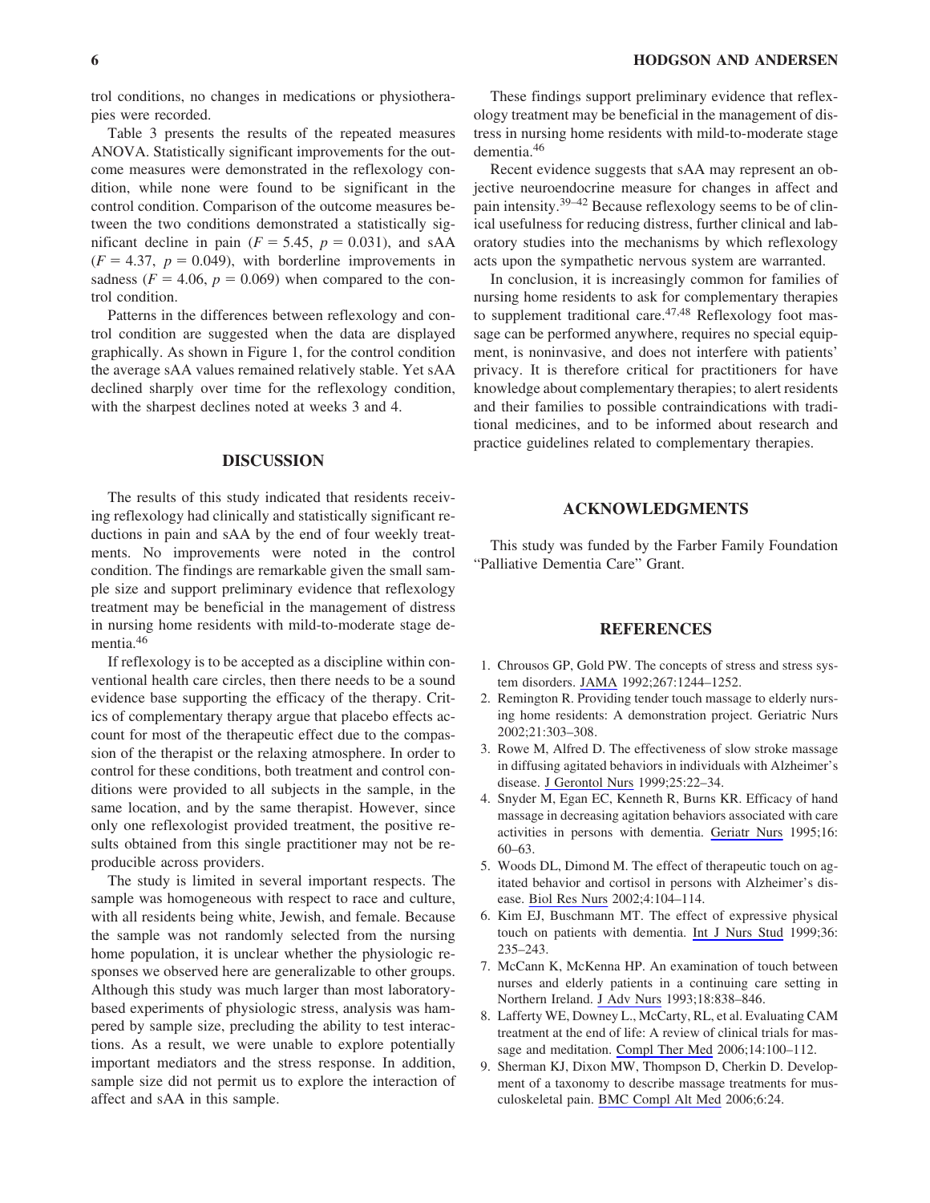trol conditions, no changes in medications or physiotherapies were recorded.

Table 3 presents the results of the repeated measures ANOVA. Statistically significant improvements for the outcome measures were demonstrated in the reflexology condition, while none were found to be significant in the control condition. Comparison of the outcome measures between the two conditions demonstrated a statistically significant decline in pain ($F = 5.45$, $p = 0.031$), and sAA ($F = 4.37$, $p = 0.049$), with borderline improvements in sadness ($F = 4.06$, $p = 0.069$) when compared to the control condition.

Patterns in the differences between reflexology and control condition are suggested when the data are displayed graphically. As shown in Figure 1, for the control condition the average sAA values remained relatively stable. Yet sAA declined sharply over time for the reflexology condition, with the sharpest declines noted at weeks 3 and 4.

## DISCUSSION

The results of this study indicated that residents receiving reflexology had clinically and statistically significant reductions in pain and sAA by the end of four weekly treatments. No improvements were noted in the control condition. The findings are remarkable given the small sample size and support preliminary evidence that reflexology treatment may be beneficial in the management of distress in nursing home residents with mild-to-moderate stage dementia.[46]

If reflexology is to be accepted as a discipline within conventional health care circles, then there needs to be a sound evidence base supporting the efficacy of the therapy. Critics of complementary therapy argue that placebo effects account for most of the therapeutic effect due to the compassion of the therapist or the relaxing atmosphere. In order to control for these conditions, both treatment and control conditions were provided to all subjects in the sample, in the same location, and by the same therapist. However, since only one reflexologist provided treatment, the positive results obtained from this single practitioner may not be reproducible across providers.

The study is limited in several important respects. The sample was homogeneous with respect to race and culture, with all residents being white, Jewish, and female. Because the sample was not randomly selected from the nursing home population, it is unclear whether the physiologic responses we observed here are generalizable to other groups. Although this study was much larger than most laboratory-based experiments of physiologic stress, analysis was hampered by sample size, precluding the ability to test interactions. As a result, we were unable to explore potentially important mediators and the stress response. In addition, sample size did not permit us to explore the interaction of affect and sAA in this sample.

These findings support preliminary evidence that reflexology treatment may be beneficial in the management of distress in nursing home residents with mild-to-moderate stage dementia.[46]

Recent evidence suggests that sAA may represent an objective neuroendocrine measure for changes in affect and pain intensity.[39–42] Because reflexology seems to be of clinical usefulness for reducing distress, further clinical and laboratory studies into the mechanisms by which reflexology acts upon the sympathetic nervous system are warranted.

In conclusion, it is increasingly common for families of nursing home residents to ask for complementary therapies to supplement traditional care.[47,48] Reflexology foot massage can be performed anywhere, requires no special equipment, is noninvasive, and does not interfere with patients' privacy. It is therefore critical for practitioners for have knowledge about complementary therapies; to alert residents and their families to possible contraindications with traditional medicines, and to be informed about research and practice guidelines related to complementary therapies.

## ACKNOWLEDGMENTS

This study was funded by the Farber Family Foundation "Palliative Dementia Care" Grant.

## REFERENCES

1. Chrousos GP, Gold PW. The concepts of stress and stress system disorders. JAMA 1992;267:1244–1252.
2. Remington R. Providing tender touch massage to elderly nursing home residents: A demonstration project. Geriatric Nurs 2002;21:303–308.
3. Rowe M, Alfred D. The effectiveness of slow stroke massage in diffusing agitated behaviors in individuals with Alzheimer's disease. J Gerontol Nurs 1999;25:22–34.
4. Snyder M, Egan EC, Kenneth R, Burns KR. Efficacy of hand massage in decreasing agitation behaviors associated with care activities in persons with dementia. Geriatr Nurs 1995;16: 60–63.
5. Woods DL, Dimond M. The effect of therapeutic touch on agitated behavior and cortisol in persons with Alzheimer's disease. Biol Res Nurs 2002;4:104–114.
6. Kim EJ, Buschmann MT. The effect of expressive physical touch on patients with dementia. Int J Nurs Stud 1999;36: 235–243.
7. McCann K, McKenna HP. An examination of touch between nurses and elderly patients in a continuing care setting in Northern Ireland. J Adv Nurs 1993;18:838–846.
8. Lafferty WE, Downey L., McCarty, RL, et al. Evaluating CAM treatment at the end of life: A review of clinical trials for massage and meditation. Compl Ther Med 2006;14:100–112.
9. Sherman KJ, Dixon MW, Thompson D, Cherkin D. Development of a taxonomy to describe massage treatments for musculoskeletal pain. BMC Compl Alt Med 2006;6:24.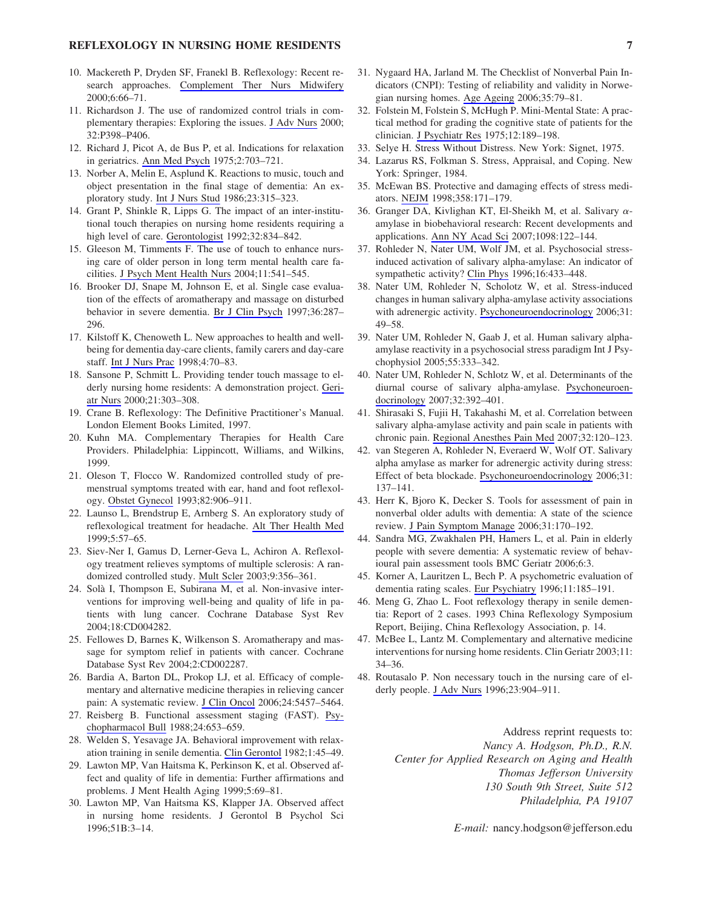10. Mackereth P, Dryden SF, Franekl B. Reflexology: Recent research approaches. Complement Ther Nurs Midwifery 2000;6:66–71.
11. Richardson J. The use of randomized control trials in complementary therapies: Exploring the issues. J Adv Nurs 2000; 32:P398–P406.
12. Richard J, Picot A, de Bus P, et al. Indications for relaxation in geriatrics. Ann Med Psych 1975;2:703–721.
13. Norber A, Melin E, Asplund K. Reactions to music, touch and object presentation in the final stage of dementia: An exploratory study. Int J Nurs Stud 1986;23:315–323.
14. Grant P, Shinkle R, Lipps G. The impact of an inter-institutional touch therapies on nursing home residents requiring a high level of care. Gerontologist 1992;32:834–842.
15. Gleeson M, Timments F. The use of touch to enhance nursing care of older person in long term mental health care facilities. J Psych Ment Health Nurs 2004;11:541–545.
16. Brooker DJ, Snape M, Johnson E, et al. Single case evaluation of the effects of aromatherapy and massage on disturbed behavior in severe dementia. Br J Clin Psych 1997;36:287–296.
17. Kilstoff K, Chenoweth L. New approaches to health and well-being for dementia day-care clients, family carers and day-care staff. Int J Nurs Prac 1998;4:70–83.
18. Sansone P, Schmitt L. Providing tender touch massage to elderly nursing home residents: A demonstration project. Geriatr Nurs 2000;21:303–308.
19. Crane B. Reflexology: The Definitive Practitioner's Manual. London Element Books Limited, 1997.
20. Kuhn MA. Complementary Therapies for Health Care Providers. Philadelphia: Lippincott, Williams, and Wilkins, 1999.
21. Oleson T, Flocco W. Randomized controlled study of premenstrual symptoms treated with ear, hand and foot reflexology. Obstet Gynecol 1993;82:906–911.
22. Launso L, Brendstrup E, Arnberg S. An exploratory study of reflexological treatment for headache. Alt Ther Health Med 1999;5:57–65.
23. Siev-Ner I, Gamus D, Lerner-Geva L, Achiron A. Reflexology treatment relieves symptoms of multiple sclerosis: A randomized controlled study. Mult Scler 2003;9:356–361.
24. Solà I, Thompson E, Subirana M, et al. Non-invasive interventions for improving well-being and quality of life in patients with lung cancer. Cochrane Database Syst Rev 2004;18:CD004282.
25. Fellowes D, Barnes K, Wilkenson S. Aromatherapy and massage for symptom relief in patients with cancer. Cochrane Database Syst Rev 2004;2:CD002287.
26. Bardia A, Barton DL, Prokop LJ, et al. Efficacy of complementary and alternative medicine therapies in relieving cancer pain: A systematic review. J Clin Oncol 2006;24:5457–5464.
27. Reisberg B. Functional assessment staging (FAST). Psychopharmacol Bull 1988;24:653–659.
28. Welden S, Yesavage JA. Behavioral improvement with relaxation training in senile dementia. Clin Gerontol 1982;1:45–49.
29. Lawton MP, Van Haitsma K, Perkinson K, et al. Observed affect and quality of life in dementia: Further affirmations and problems. J Ment Health Aging 1999;5:69–81.
30. Lawton MP, Van Haitsma KS, Klapper JA. Observed affect in nursing home residents. J Gerontol B Psychol Sci 1996;51B:3–14.
31. Nygaard HA, Jarland M. The Checklist of Nonverbal Pain Indicators (CNPI): Testing of reliability and validity in Norwegian nursing homes. Age Ageing 2006;35:79–81.
32. Folstein M, Folstein S, McHugh P. Mini-Mental State: A practical method for grading the cognitive state of patients for the clinician. J Psychiatr Res 1975;12:189–198.
33. Selye H. Stress Without Distress. New York: Signet, 1975.
34. Lazarus RS, Folkman S. Stress, Appraisal, and Coping. New York: Springer, 1984.
35. McEwan BS. Protective and damaging effects of stress mediators. NEJM 1998;358:171–179.
36. Granger DA, Kivlighan KT, El-Sheikh M, et al. Salivary $\alpha$-amylase in biobehavioral research: Recent developments and applications. Ann NY Acad Sci 2007;1098:122–144.
37. Rohleder N, Nater UM, Wolf JM, et al. Psychosocial stress-induced activation of salivary alpha-amylase: An indicator of sympathetic activity? Clin Phys 1996;16:433–448.
38. Nater UM, Rohleder N, Scholotz W, et al. Stress-induced changes in human salivary alpha-amylase activity associations with adrenergic activity. Psychoneuroendocrinology 2006;31: 49–58.
39. Nater UM, Rohleder N, Gaab J, et al. Human salivary alpha-amylase reactivity in a psychosocial stress paradigm Int J Psychophysiol 2005;55:333–342.
40. Nater UM, Rohleder N, Schlotz W, et al. Determinants of the diurnal course of salivary alpha-amylase. Psychoneuroendocrinology 2007;32:392–401.
41. Shirasaki S, Fujii H, Takahashi M, et al. Correlation between salivary alpha-amylase activity and pain scale in patients with chronic pain. Regional Anesthes Pain Med 2007;32:120–123.
42. van Stegeren A, Rohleder N, Everaerd W, Wolf OT. Salivary alpha amylase as marker for adrenergic activity during stress: Effect of beta blockade. Psychoneuroendocrinology 2006;31: 137–141.
43. Herr K, Bjoro K, Decker S. Tools for assessment of pain in nonverbal older adults with dementia: A state of the science review. J Pain Symptom Manage 2006;31:170–192.
44. Sandra MG, Zwakhalen PH, Hamers L, et al. Pain in elderly people with severe dementia: A systematic review of behavioural pain assessment tools BMC Geriatr 2006;6:3.
45. Korner A, Lauritzen L, Bech P. A psychometric evaluation of dementia rating scales. Eur Psychiatry 1996;11:185–191.
46. Meng G, Zhao L. Foot reflexology therapy in senile dementia: Report of 2 cases. 1993 China Reflexology Symposium Report, Beijing, China Reflexology Association, p. 14.
47. McBee L, Lantz M. Complementary and alternative medicine interventions for nursing home residents. Clin Geriatr 2003;11: 34–36.
48. Routasalo P. Non necessary touch in the nursing care of elderly people. J Adv Nurs 1996;23:904–911.

Address reprint requests to:
*Nancy A. Hodgson, Ph.D., R.N.*
*Center for Applied Research on Aging and Health*
*Thomas Jefferson University*
*130 South 9th Street, Suite 512*
*Philadelphia, PA 19107*

*E-mail:* nancy.hodgson@jefferson.edu